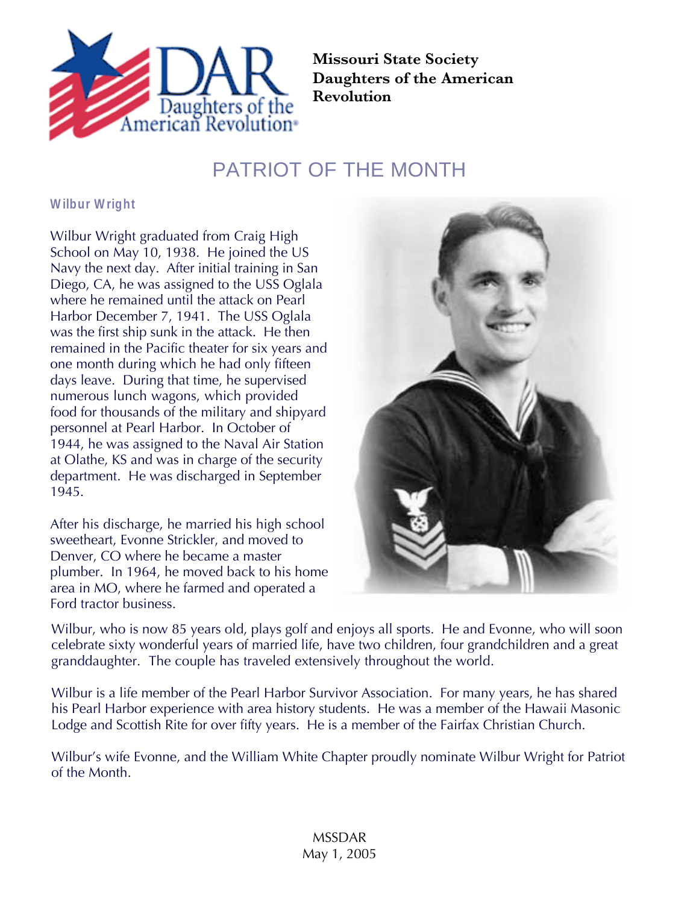**Missouri State Society**
**Daughters of the American Revolution**

# PATRIOT OF THE MONTH

## Wilbur Wright

Wilbur Wright graduated from Craig High School on May 10, 1938. He joined the US Navy the next day. After initial training in San Diego, CA, he was assigned to the USS Oglala where he remained until the attack on Pearl Harbor December 7, 1941. The USS Oglala was the first ship sunk in the attack. He then remained in the Pacific theater for six years and one month during which he had only fifteen days leave. During that time, he supervised numerous lunch wagons, which provided food for thousands of the military and shipyard personnel at Pearl Harbor. In October of 1944, he was assigned to the Naval Air Station at Olathe, KS and was in charge of the security department. He was discharged in September 1945.

After his discharge, he married his high school sweetheart, Evonne Strickler, and moved to Denver, CO where he became a master plumber. In 1964, he moved back to his home area in MO, where he farmed and operated a Ford tractor business.

Wilbur, who is now 85 years old, plays golf and enjoys all sports. He and Evonne, who will soon celebrate sixty wonderful years of married life, have two children, four grandchildren and a great granddaughter. The couple has traveled extensively throughout the world.

Wilbur is a life member of the Pearl Harbor Survivor Association. For many years, he has shared his Pearl Harbor experience with area history students. He was a member of the Hawaii Masonic Lodge and Scottish Rite for over fifty years. He is a member of the Fairfax Christian Church.

Wilbur's wife Evonne, and the William White Chapter proudly nominate Wilbur Wright for Patriot of the Month.

MSSDAR
May 1, 2005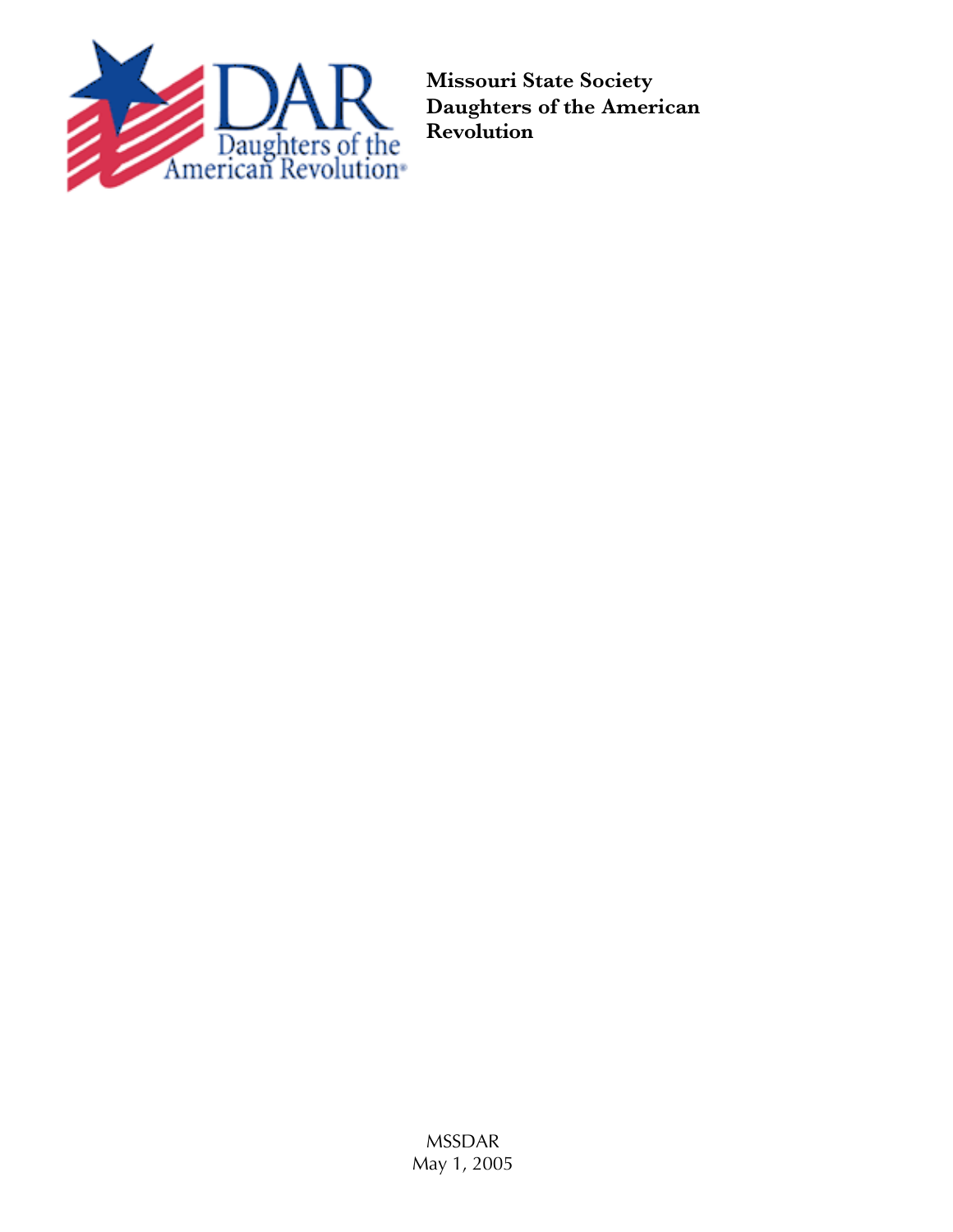**Missouri State Society**
**Daughters of the American Revolution**

MSSDAR
May 1, 2005